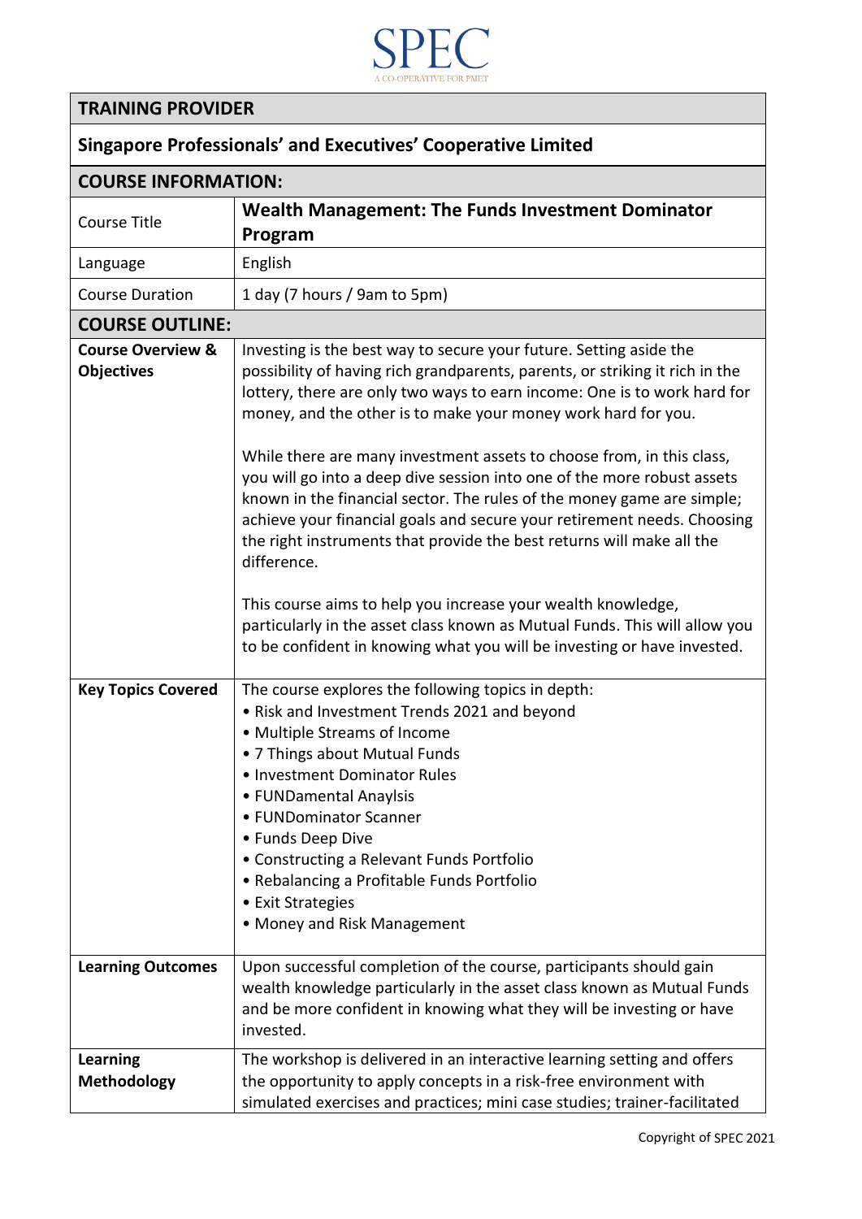SPEC

A CO-OPERATIVE FOR PMET

| TRAINING PROVIDER | |
|---|---|
| **Singapore Professionals' and Executives' Cooperative Limited** | |
| **COURSE INFORMATION:** | |
| Course Title | **Wealth Management: The Funds Investment Dominator Program** |
| Language | English |
| Course Duration | 1 day (7 hours / 9am to 5pm) |
| **COURSE OUTLINE:** | |
| **Course Overview & Objectives** | Investing is the best way to secure your future. Setting aside the possibility of having rich grandparents, parents, or striking it rich in the lottery, there are only two ways to earn income: One is to work hard for money, and the other is to make your money work hard for you.<br><br>While there are many investment assets to choose from, in this class, you will go into a deep dive session into one of the more robust assets known in the financial sector. The rules of the money game are simple; achieve your financial goals and secure your retirement needs. Choosing the right instruments that provide the best returns will make all the difference.<br><br>This course aims to help you increase your wealth knowledge, particularly in the asset class known as Mutual Funds. This will allow you to be confident in knowing what you will be investing or have invested. |
| **Key Topics Covered** | The course explores the following topics in depth:<br>• Risk and Investment Trends 2021 and beyond<br>• Multiple Streams of Income<br>• 7 Things about Mutual Funds<br>• Investment Dominator Rules<br>• FUNDamental Anaylsis<br>• FUNDominator Scanner<br>• Funds Deep Dive<br>• Constructing a Relevant Funds Portfolio<br>• Rebalancing a Profitable Funds Portfolio<br>• Exit Strategies<br>• Money and Risk Management |
| **Learning Outcomes** | Upon successful completion of the course, participants should gain wealth knowledge particularly in the asset class known as Mutual Funds and be more confident in knowing what they will be investing or have invested. |
| **Learning Methodology** | The workshop is delivered in an interactive learning setting and offers the opportunity to apply concepts in a risk-free environment with simulated exercises and practices; mini case studies; trainer-facilitated |

Copyright of SPEC 2021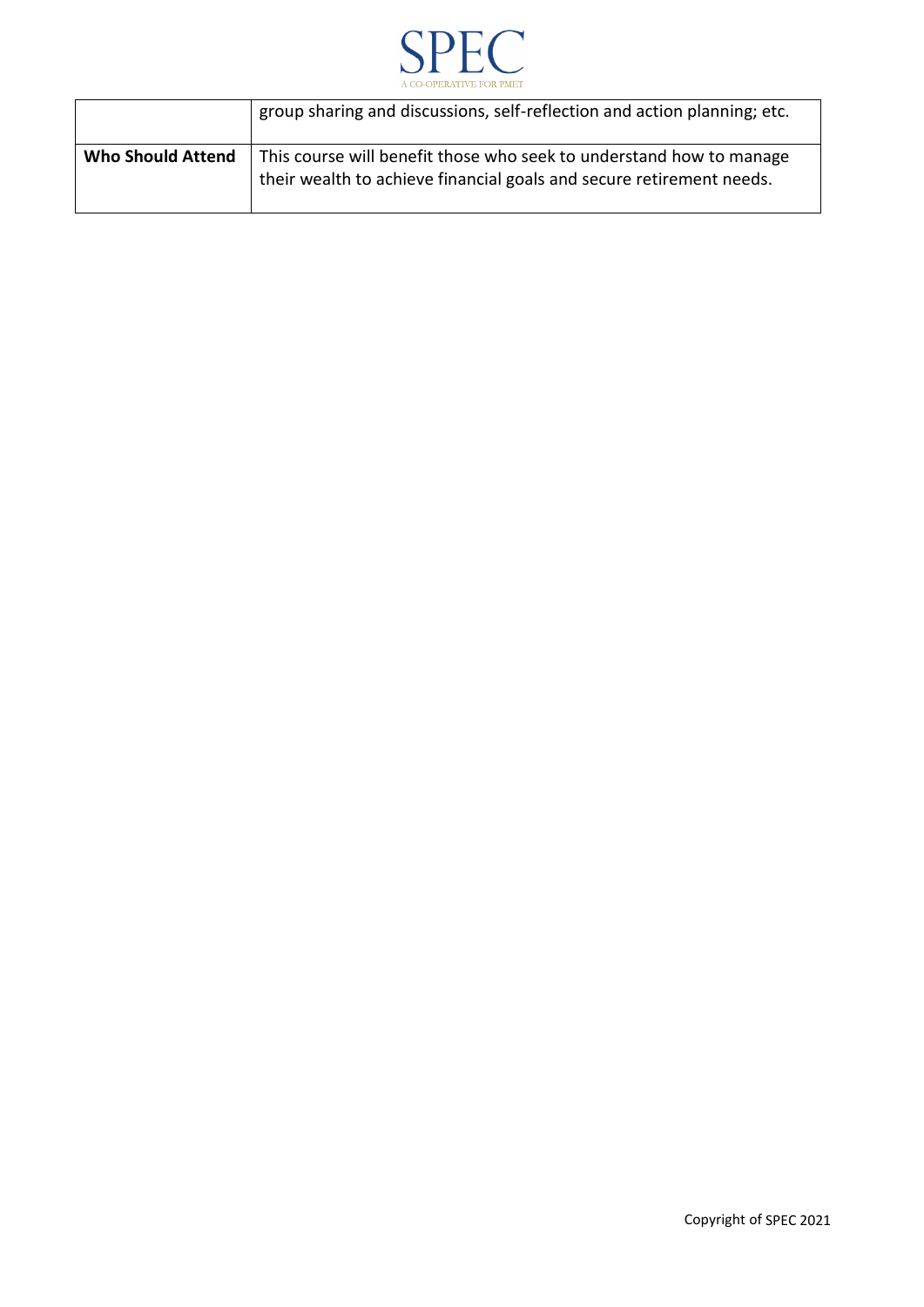| | |
|---|---|
| | group sharing and discussions, self-reflection and action planning; etc. |
| **Who Should Attend** | This course will benefit those who seek to understand how to manage their wealth to achieve financial goals and secure retirement needs. |

Copyright of SPEC 2021